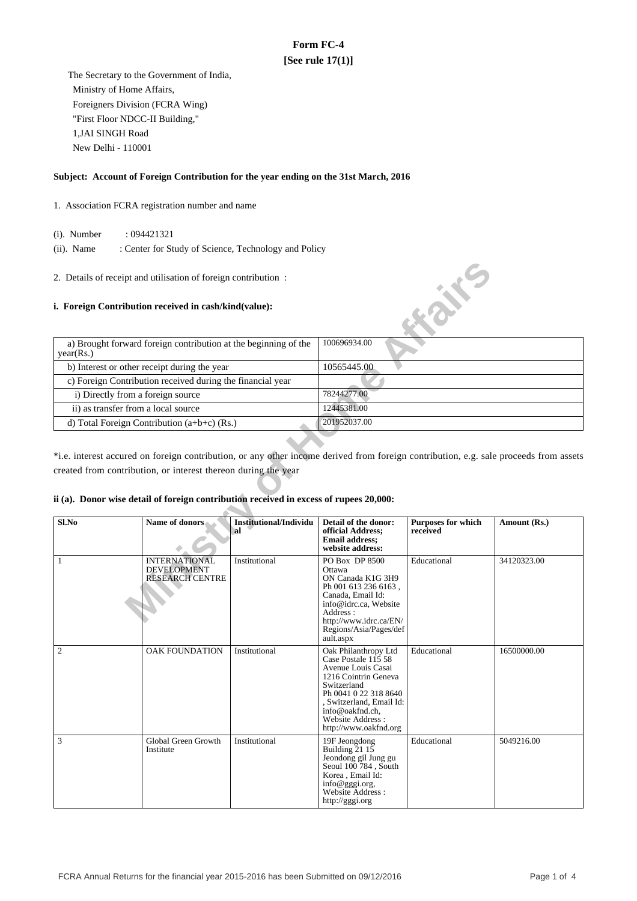# Form FC-4

**[See rule 17(1)]**

The Secretary to the Government of India,
Ministry of Home Affairs,
Foreigners Division (FCRA Wing)
"First Floor NDCC-II Building,"
1,JAI SINGH Road
New Delhi - 110001

**Subject: Account of Foreign Contribution for the year ending on the 31st March, 2016**

1. Association FCRA registration number and name

(i). Number : 094421321

(ii). Name : Center for Study of Science, Technology and Policy

2. Details of receipt and utilisation of foreign contribution :

**i. Foreign Contribution received in cash/kind(value):**

| | |
|---|---|
| a) Brought forward foreign contribution at the beginning of the year(Rs.) | 100696934.00 |
| b) Interest or other receipt during the year | 10565445.00 |
| c) Foreign Contribution received during the financial year | |
| i) Directly from a foreign source | 78244277.00 |
| ii) as transfer from a local source | 12445381.00 |
| d) Total Foreign Contribution (a+b+c) (Rs.) | 201952037.00 |

*i.e. interest accured on foreign contribution, or any other income derived from foreign contribution, e.g. sale proceeds from assets created from contribution, or interest thereon during the year

**ii (a). Donor wise detail of foreign contribution received in excess of rupees 20,000:**

| Sl.No | Name of donors | Institutional/Individual | Detail of the donor: official Address; Email address; website address: | Purposes for which received | Amount (Rs.) |
|---|---|---|---|---|---|
| 1 | INTERNATIONAL DEVELOPMENT RESEARCH CENTRE | Institutional | PO Box DP 8500 Ottawa ON Canada K1G 3H9 Ph 001 613 236 6163 , Canada, Email Id: info@idrc.ca, Website Address : http://www.idrc.ca/EN/Regions/Asia/Pages/default.aspx | Educational | 34120323.00 |
| 2 | OAK FOUNDATION | Institutional | Oak Philanthropy Ltd Case Postale 115 58 Avenue Louis Casai 1216 Cointrin Geneva Switzerland Ph 0041 0 22 318 8640 , Switzerland, Email Id: info@oakfnd.ch, Website Address : http://www.oakfnd.org | Educational | 16500000.00 |
| 3 | Global Green Growth Institute | Institutional | 19F Jeongdong Building 21 15 Jeondong gil Jung gu Seoul 100 784 , South Korea , Email Id: info@gggi.org, Website Address : http://gggi.org | Educational | 5049216.00 |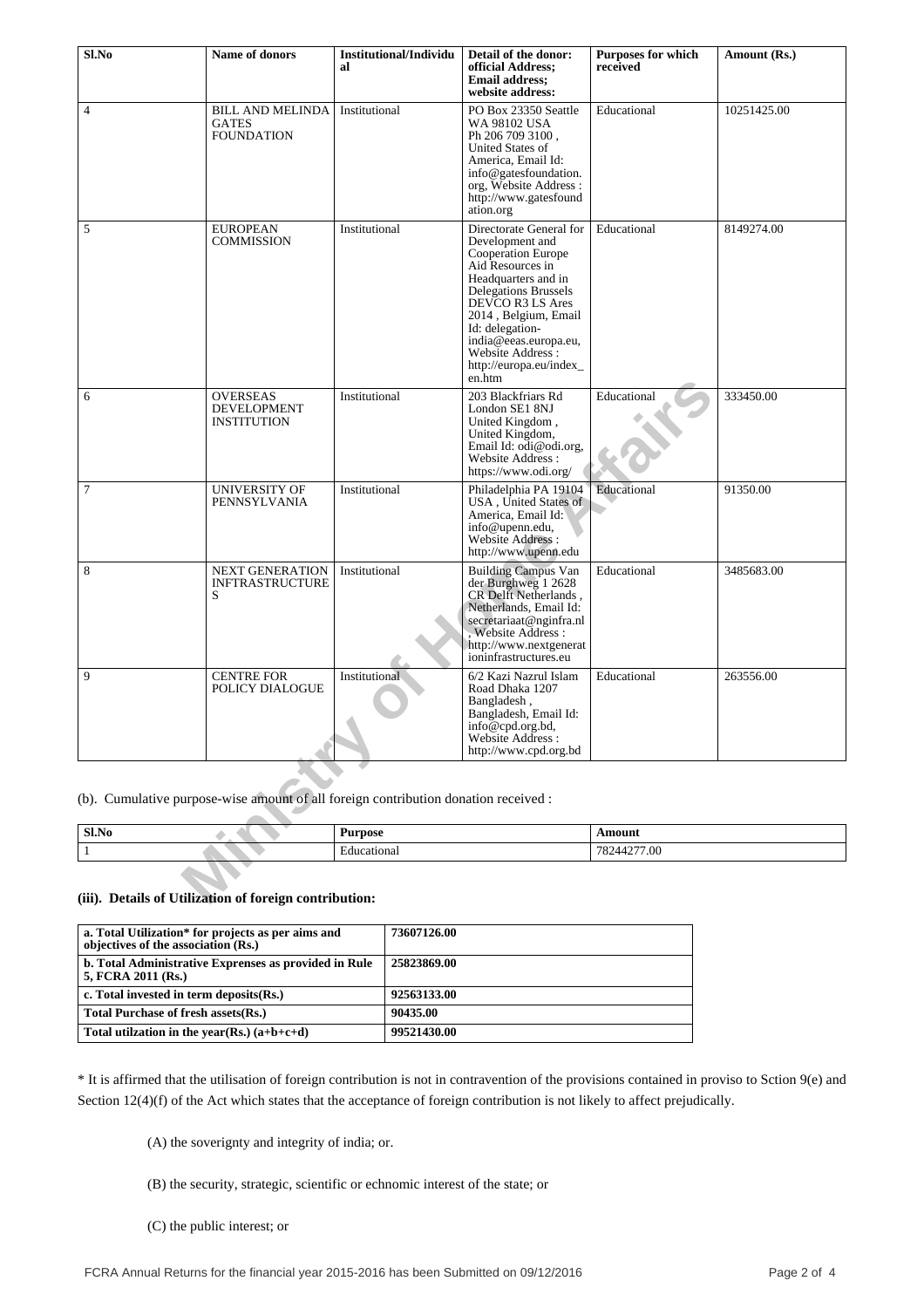| Sl.No | Name of donors | Institutional/Individual | Detail of the donor: official Address; Email address; website address: | Purposes for which received | Amount (Rs.) |
|---|---|---|---|---|---|
| 4 | BILL AND MELINDA GATES FOUNDATION | Institutional | PO Box 23350 Seattle WA 98102 USA Ph 206 709 3100 , United States of America, Email Id: info@gatesfoundation.org, Website Address : http://www.gatesfoundation.org | Educational | 10251425.00 |
| 5 | EUROPEAN COMMISSION | Institutional | Directorate General for Development and Cooperation Europe Aid Resources in Headquarters and in Delegations Brussels DEVCO R3 LS Ares 2014 , Belgium, Email Id: delegation-india@eeas.europa.eu, Website Address : http://europa.eu/index_en.htm | Educational | 8149274.00 |
| 6 | OVERSEAS DEVELOPMENT INSTITUTION | Institutional | 203 Blackfriars Rd London SE1 8NJ United Kingdom , United Kingdom, Email Id: odi@odi.org, Website Address : https://www.odi.org/ | Educational | 333450.00 |
| 7 | UNIVERSITY OF PENNSYLVANIA | Institutional | Philadelphia PA 19104 USA , United States of America, Email Id: info@upenn.edu, Website Address : http://www.upenn.edu | Educational | 91350.00 |
| 8 | NEXT GENERATION INFTRASTRUCTURES | Institutional | Building Campus Van der Burghweg 1 2628 CR Delft Netherlands , Netherlands, Email Id: secretariaat@nginfra.nl , Website Address : http://www.nextgenerationinfrastructures.eu | Educational | 3485683.00 |
| 9 | CENTRE FOR POLICY DIALOGUE | Institutional | 6/2 Kazi Nazrul Islam Road Dhaka 1207 Bangladesh , Bangladesh, Email Id: info@cpd.org.bd, Website Address : http://www.cpd.org.bd | Educational | 263556.00 |

(b). Cumulative purpose-wise amount of all foreign contribution donation received :

| Sl.No | Purpose | Amount |
|---|---|---|
| 1 | Educational | 78244277.00 |

### (iii). Details of Utilization of foreign contribution:

| | |
|---|---|
| **a. Total Utilization* for projects as per aims and objectives of the association (Rs.)** | **73607126.00** |
| **b. Total Administrative Exprenses as provided in Rule 5, FCRA 2011 (Rs.)** | **25823869.00** |
| **c. Total invested in term deposits(Rs.)** | **92563133.00** |
| **Total Purchase of fresh assets(Rs.)** | **90435.00** |
| **Total utilzation in the year(Rs.) (a+b+c+d)** | **99521430.00** |

* It is affirmed that the utilisation of foreign contribution is not in contravention of the provisions contained in proviso to Sction 9(e) and Section 12(4)(f) of the Act which states that the acceptance of foreign contribution is not likely to affect prejudically.

(A) the soverignty and integrity of india; or.

(B) the security, strategic, scientific or echnomic interest of the state; or

(C) the public interest; or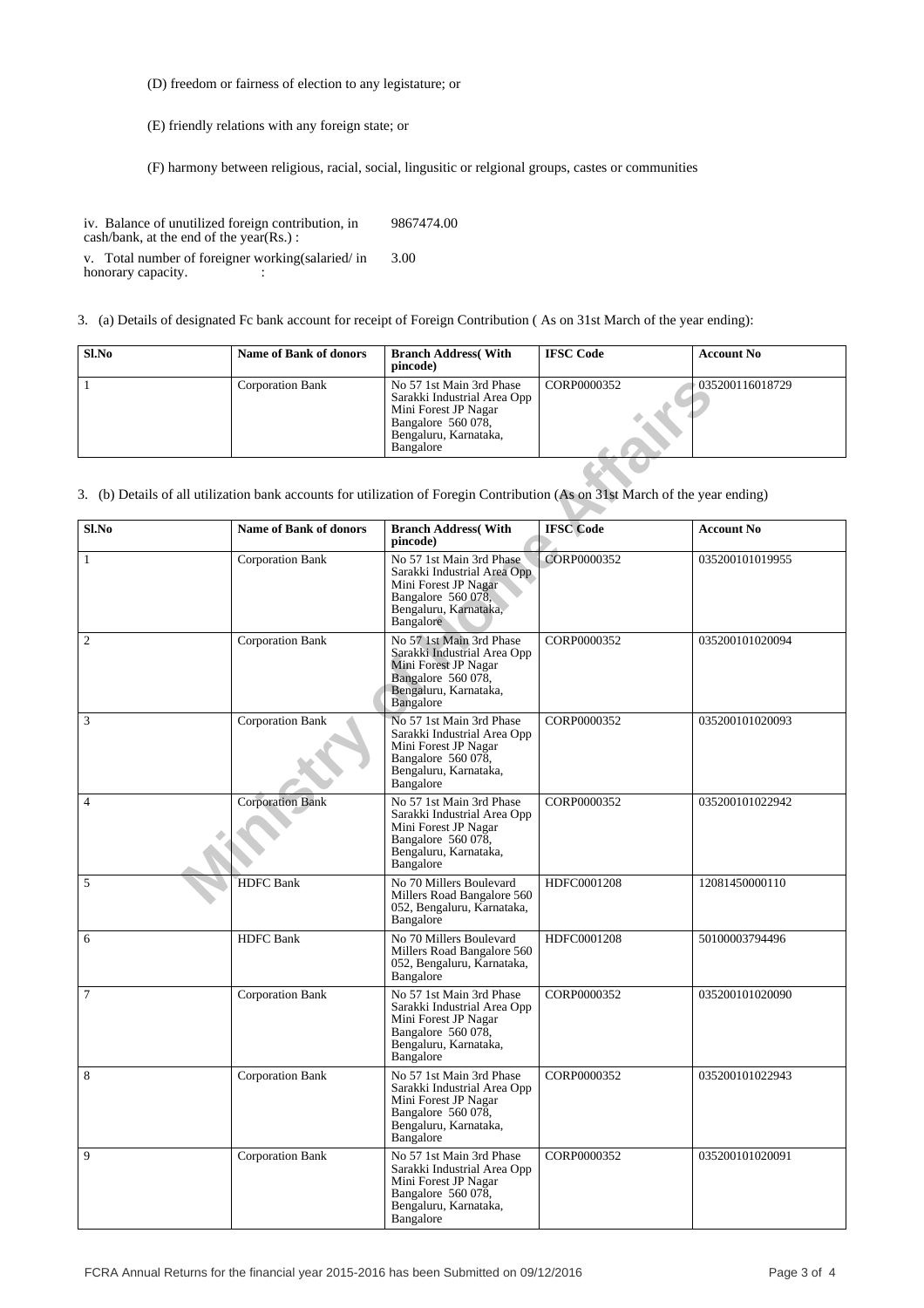(D) freedom or fairness of election to any legistature; or

(E) friendly relations with any foreign state; or

(F) harmony between religious, racial, social, lingusitic or relgional groups, castes or communities

| | |
|---|---|
| iv. Balance of unutilized foreign contribution, in cash/bank, at the end of the year(Rs.) : | 9867474.00 |
| v. Total number of foreigner working(salaried/ in honorary capacity. : | 3.00 |

3. (a) Details of designated Fc bank account for receipt of Foreign Contribution ( As on 31st March of the year ending):

| Sl.No | Name of Bank of donors | Branch Address( With pincode) | IFSC Code | Account No |
|---|---|---|---|---|
| 1 | Corporation Bank | No 57 1st Main 3rd Phase Sarakki Industrial Area Opp Mini Forest JP Nagar Bangalore 560 078, Bengaluru, Karnataka, Bangalore | CORP0000352 | 035200116018729 |

3. (b) Details of all utilization bank accounts for utilization of Foregin Contribution (As on 31st March of the year ending)

| Sl.No | Name of Bank of donors | Branch Address( With pincode) | IFSC Code | Account No |
|---|---|---|---|---|
| 1 | Corporation Bank | No 57 1st Main 3rd Phase Sarakki Industrial Area Opp Mini Forest JP Nagar Bangalore 560 078, Bengaluru, Karnataka, Bangalore | CORP0000352 | 035200101019955 |
| 2 | Corporation Bank | No 57 1st Main 3rd Phase Sarakki Industrial Area Opp Mini Forest JP Nagar Bangalore 560 078, Bengaluru, Karnataka, Bangalore | CORP0000352 | 035200101020094 |
| 3 | Corporation Bank | No 57 1st Main 3rd Phase Sarakki Industrial Area Opp Mini Forest JP Nagar Bangalore 560 078, Bengaluru, Karnataka, Bangalore | CORP0000352 | 035200101020093 |
| 4 | Corporation Bank | No 57 1st Main 3rd Phase Sarakki Industrial Area Opp Mini Forest JP Nagar Bangalore 560 078, Bengaluru, Karnataka, Bangalore | CORP0000352 | 035200101022942 |
| 5 | HDFC Bank | No 70 Millers Boulevard Millers Road Bangalore 560 052, Bengaluru, Karnataka, Bangalore | HDFC0001208 | 12081450000110 |
| 6 | HDFC Bank | No 70 Millers Boulevard Millers Road Bangalore 560 052, Bengaluru, Karnataka, Bangalore | HDFC0001208 | 50100003794496 |
| 7 | Corporation Bank | No 57 1st Main 3rd Phase Sarakki Industrial Area Opp Mini Forest JP Nagar Bangalore 560 078, Bengaluru, Karnataka, Bangalore | CORP0000352 | 035200101020090 |
| 8 | Corporation Bank | No 57 1st Main 3rd Phase Sarakki Industrial Area Opp Mini Forest JP Nagar Bangalore 560 078, Bengaluru, Karnataka, Bangalore | CORP0000352 | 035200101022943 |
| 9 | Corporation Bank | No 57 1st Main 3rd Phase Sarakki Industrial Area Opp Mini Forest JP Nagar Bangalore 560 078, Bengaluru, Karnataka, Bangalore | CORP0000352 | 035200101020091 |

FCRA Annual Returns for the financial year 2015-2016 has been Submitted on 09/12/2016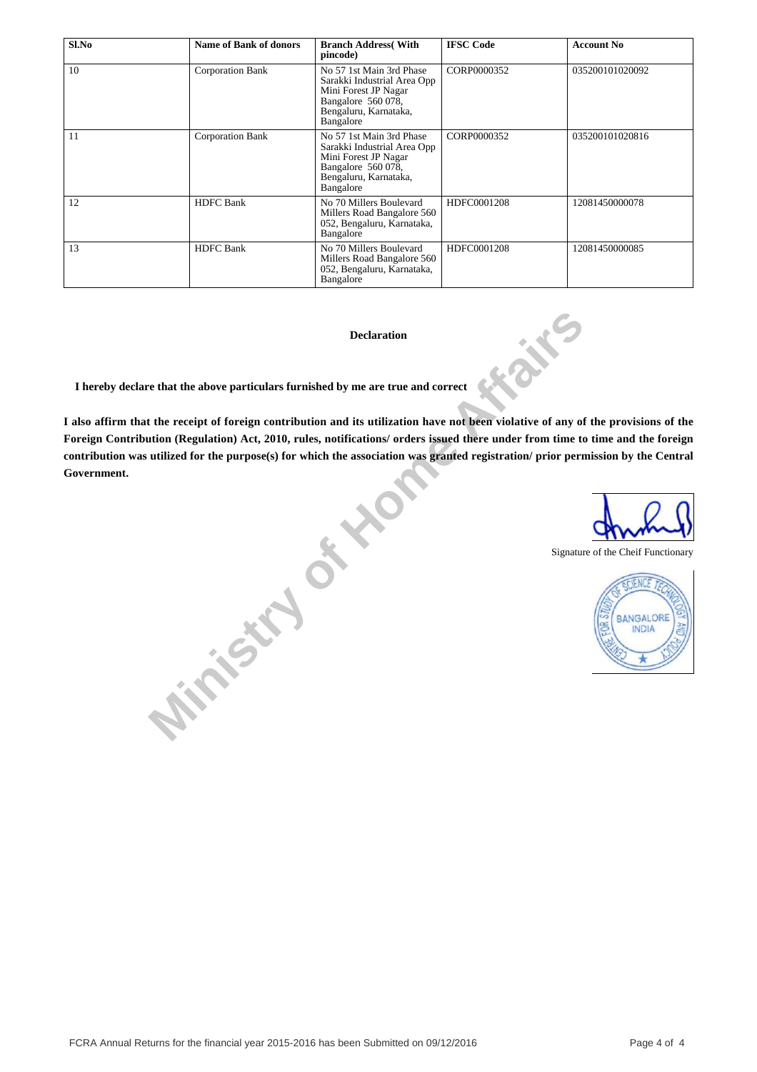| Sl.No | Name of Bank of donors | Branch Address( With pincode) | IFSC Code | Account No |
|---|---|---|---|---|
| 10 | Corporation Bank | No 57 1st Main 3rd Phase Sarakki Industrial Area Opp Mini Forest JP Nagar Bangalore 560 078, Bengaluru, Karnataka, Bangalore | CORP0000352 | 035200101020092 |
| 11 | Corporation Bank | No 57 1st Main 3rd Phase Sarakki Industrial Area Opp Mini Forest JP Nagar Bangalore 560 078, Bengaluru, Karnataka, Bangalore | CORP0000352 | 035200101020816 |
| 12 | HDFC Bank | No 70 Millers Boulevard Millers Road Bangalore 560 052, Bengaluru, Karnataka, Bangalore | HDFC0001208 | 12081450000078 |
| 13 | HDFC Bank | No 70 Millers Boulevard Millers Road Bangalore 560 052, Bengaluru, Karnataka, Bangalore | HDFC0001208 | 12081450000085 |

**Declaration**

**I hereby declare that the above particulars furnished by me are true and correct**

**I also affirm that the receipt of foreign contribution and its utilization have not been violative of any of the provisions of the Foreign Contribution (Regulation) Act, 2010, rules, notifications/ orders issued there under from time to time and the foreign contribution was utilized for the purpose(s) for which the association was granted registration/ prior permission by the Central Government.**

Signature of the Cheif Functionary

CENTRE FOR STUDY OF SCIENCE TECHNOLOGY AND POLICY BANGALORE INDIA

FCRA Annual Returns for the financial year 2015-2016 has been Submitted on 09/12/2016